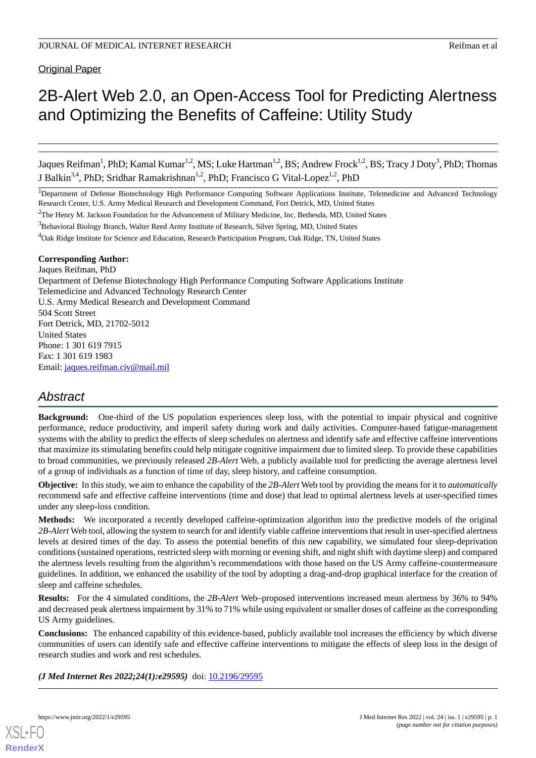Original Paper

# 2B-Alert Web 2.0, an Open-Access Tool for Predicting Alertness and Optimizing the Benefits of Caffeine: Utility Study

Jaques Reifman[1], PhD; Kamal Kumar[1,2], MS; Luke Hartman[1,2], BS; Andrew Frock[1,2], BS; Tracy J Doty[3], PhD; Thomas J Balkin[3,4], PhD; Sridhar Ramakrishnan[1,2], PhD; Francisco G Vital-Lopez[1,2], PhD

[1]Department of Defense Biotechnology High Performance Computing Software Applications Institute, Telemedicine and Advanced Technology Research Center, U.S. Army Medical Research and Development Command, Fort Detrick, MD, United States

[2]The Henry M. Jackson Foundation for the Advancement of Military Medicine, Inc, Bethesda, MD, United States

[3]Behavioral Biology Branch, Walter Reed Army Institute of Research, Silver Spring, MD, United States

[4]Oak Ridge Institute for Science and Education, Research Participation Program, Oak Ridge, TN, United States

**Corresponding Author:**
Jaques Reifman, PhD
Department of Defense Biotechnology High Performance Computing Software Applications Institute
Telemedicine and Advanced Technology Research Center
U.S. Army Medical Research and Development Command
504 Scott Street
Fort Detrick, MD, 21702-5012
United States
Phone: 1 301 619 7915
Fax: 1 301 619 1983
Email: jaques.reifman.civ@mail.mil

## Abstract

**Background:** One-third of the US population experiences sleep loss, with the potential to impair physical and cognitive performance, reduce productivity, and imperil safety during work and daily activities. Computer-based fatigue-management systems with the ability to predict the effects of sleep schedules on alertness and identify safe and effective caffeine interventions that maximize its stimulating benefits could help mitigate cognitive impairment due to limited sleep. To provide these capabilities to broad communities, we previously released *2B-Alert* Web, a publicly available tool for predicting the average alertness level of a group of individuals as a function of time of day, sleep history, and caffeine consumption.

**Objective:** In this study, we aim to enhance the capability of the *2B-Alert* Web tool by providing the means for it to *automatically* recommend safe and effective caffeine interventions (time and dose) that lead to optimal alertness levels at user-specified times under any sleep-loss condition.

**Methods:** We incorporated a recently developed caffeine-optimization algorithm into the predictive models of the original *2B-Alert* Web tool, allowing the system to search for and identify viable caffeine interventions that result in user-specified alertness levels at desired times of the day. To assess the potential benefits of this new capability, we simulated four sleep-deprivation conditions (sustained operations, restricted sleep with morning or evening shift, and night shift with daytime sleep) and compared the alertness levels resulting from the algorithm's recommendations with those based on the US Army caffeine-countermeasure guidelines. In addition, we enhanced the usability of the tool by adopting a drag-and-drop graphical interface for the creation of sleep and caffeine schedules.

**Results:** For the 4 simulated conditions, the *2B-Alert* Web–proposed interventions increased mean alertness by 36% to 94% and decreased peak alertness impairment by 31% to 71% while using equivalent or smaller doses of caffeine as the corresponding US Army guidelines.

**Conclusions:** The enhanced capability of this evidence-based, publicly available tool increases the efficiency by which diverse communities of users can identify safe and effective caffeine interventions to mitigate the effects of sleep loss in the design of research studies and work and rest schedules.

***(J Med Internet Res 2022;24(1):e29595)*** doi: 10.2196/29595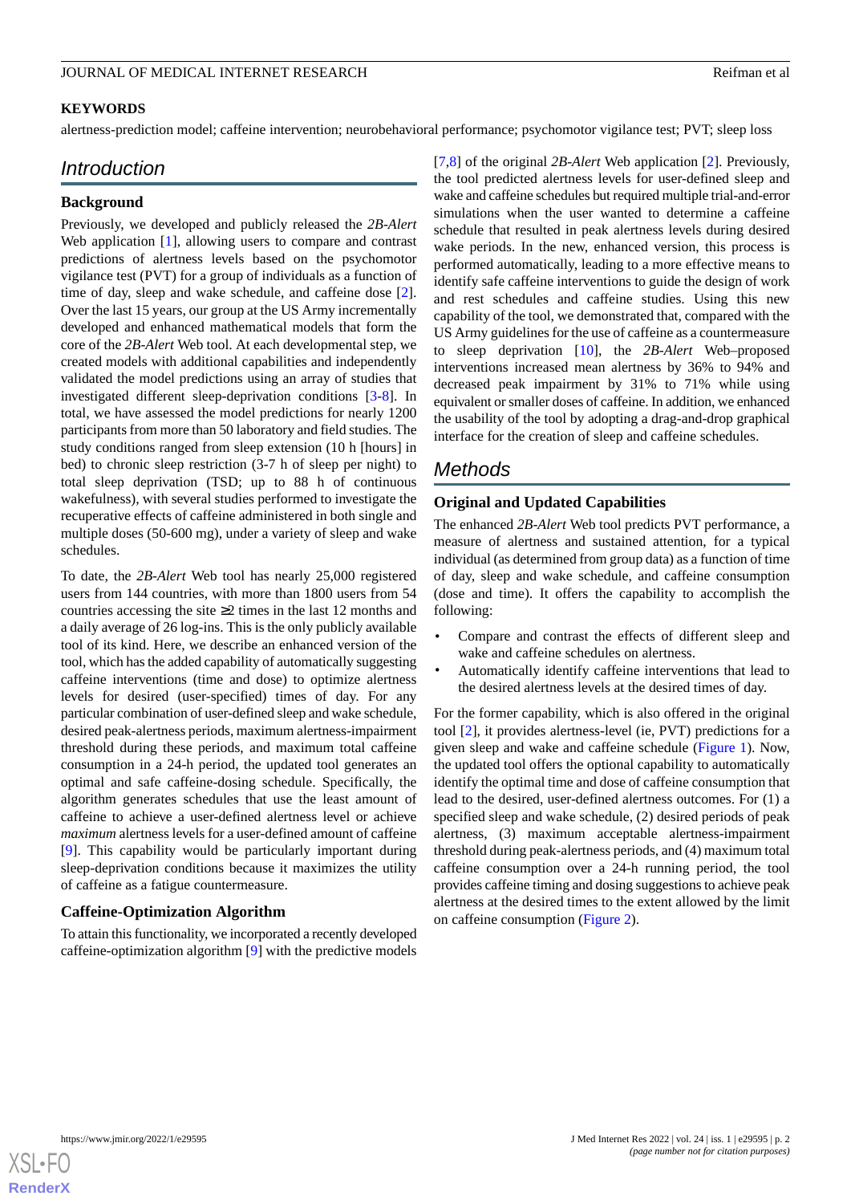## KEYWORDS

alertness-prediction model; caffeine intervention; neurobehavioral performance; psychomotor vigilance test; PVT; sleep loss

# Introduction

## Background

Previously, we developed and publicly released the *2B-Alert* Web application [1], allowing users to compare and contrast predictions of alertness levels based on the psychomotor vigilance test (PVT) for a group of individuals as a function of time of day, sleep and wake schedule, and caffeine dose [2]. Over the last 15 years, our group at the US Army incrementally developed and enhanced mathematical models that form the core of the *2B-Alert* Web tool. At each developmental step, we created models with additional capabilities and independently validated the model predictions using an array of studies that investigated different sleep-deprivation conditions [3-8]. In total, we have assessed the model predictions for nearly 1200 participants from more than 50 laboratory and field studies. The study conditions ranged from sleep extension (10 h [hours] in bed) to chronic sleep restriction (3-7 h of sleep per night) to total sleep deprivation (TSD; up to 88 h of continuous wakefulness), with several studies performed to investigate the recuperative effects of caffeine administered in both single and multiple doses (50-600 mg), under a variety of sleep and wake schedules.

To date, the *2B-Alert* Web tool has nearly 25,000 registered users from 144 countries, with more than 1800 users from 54 countries accessing the site ≥2 times in the last 12 months and a daily average of 26 log-ins. This is the only publicly available tool of its kind. Here, we describe an enhanced version of the tool, which has the added capability of automatically suggesting caffeine interventions (time and dose) to optimize alertness levels for desired (user-specified) times of day. For any particular combination of user-defined sleep and wake schedule, desired peak-alertness periods, maximum alertness-impairment threshold during these periods, and maximum total caffeine consumption in a 24-h period, the updated tool generates an optimal and safe caffeine-dosing schedule. Specifically, the algorithm generates schedules that use the least amount of caffeine to achieve a user-defined alertness level or achieve *maximum* alertness levels for a user-defined amount of caffeine [9]. This capability would be particularly important during sleep-deprivation conditions because it maximizes the utility of caffeine as a fatigue countermeasure.

## Caffeine-Optimization Algorithm

To attain this functionality, we incorporated a recently developed caffeine-optimization algorithm [9] with the predictive models [7,8] of the original *2B-Alert* Web application [2]. Previously, the tool predicted alertness levels for user-defined sleep and wake and caffeine schedules but required multiple trial-and-error simulations when the user wanted to determine a caffeine schedule that resulted in peak alertness levels during desired wake periods. In the new, enhanced version, this process is performed automatically, leading to a more effective means to identify safe caffeine interventions to guide the design of work and rest schedules and caffeine studies. Using this new capability of the tool, we demonstrated that, compared with the US Army guidelines for the use of caffeine as a countermeasure to sleep deprivation [10], the *2B-Alert* Web–proposed interventions increased mean alertness by 36% to 94% and decreased peak impairment by 31% to 71% while using equivalent or smaller doses of caffeine. In addition, we enhanced the usability of the tool by adopting a drag-and-drop graphical interface for the creation of sleep and caffeine schedules.

# Methods

## Original and Updated Capabilities

The enhanced *2B-Alert* Web tool predicts PVT performance, a measure of alertness and sustained attention, for a typical individual (as determined from group data) as a function of time of day, sleep and wake schedule, and caffeine consumption (dose and time). It offers the capability to accomplish the following:

- Compare and contrast the effects of different sleep and wake and caffeine schedules on alertness.
- Automatically identify caffeine interventions that lead to the desired alertness levels at the desired times of day.

For the former capability, which is also offered in the original tool [2], it provides alertness-level (ie, PVT) predictions for a given sleep and wake and caffeine schedule (Figure 1). Now, the updated tool offers the optional capability to automatically identify the optimal time and dose of caffeine consumption that lead to the desired, user-defined alertness outcomes. For (1) a specified sleep and wake schedule, (2) desired periods of peak alertness, (3) maximum acceptable alertness-impairment threshold during peak-alertness periods, and (4) maximum total caffeine consumption over a 24-h running period, the tool provides caffeine timing and dosing suggestions to achieve peak alertness at the desired times to the extent allowed by the limit on caffeine consumption (Figure 2).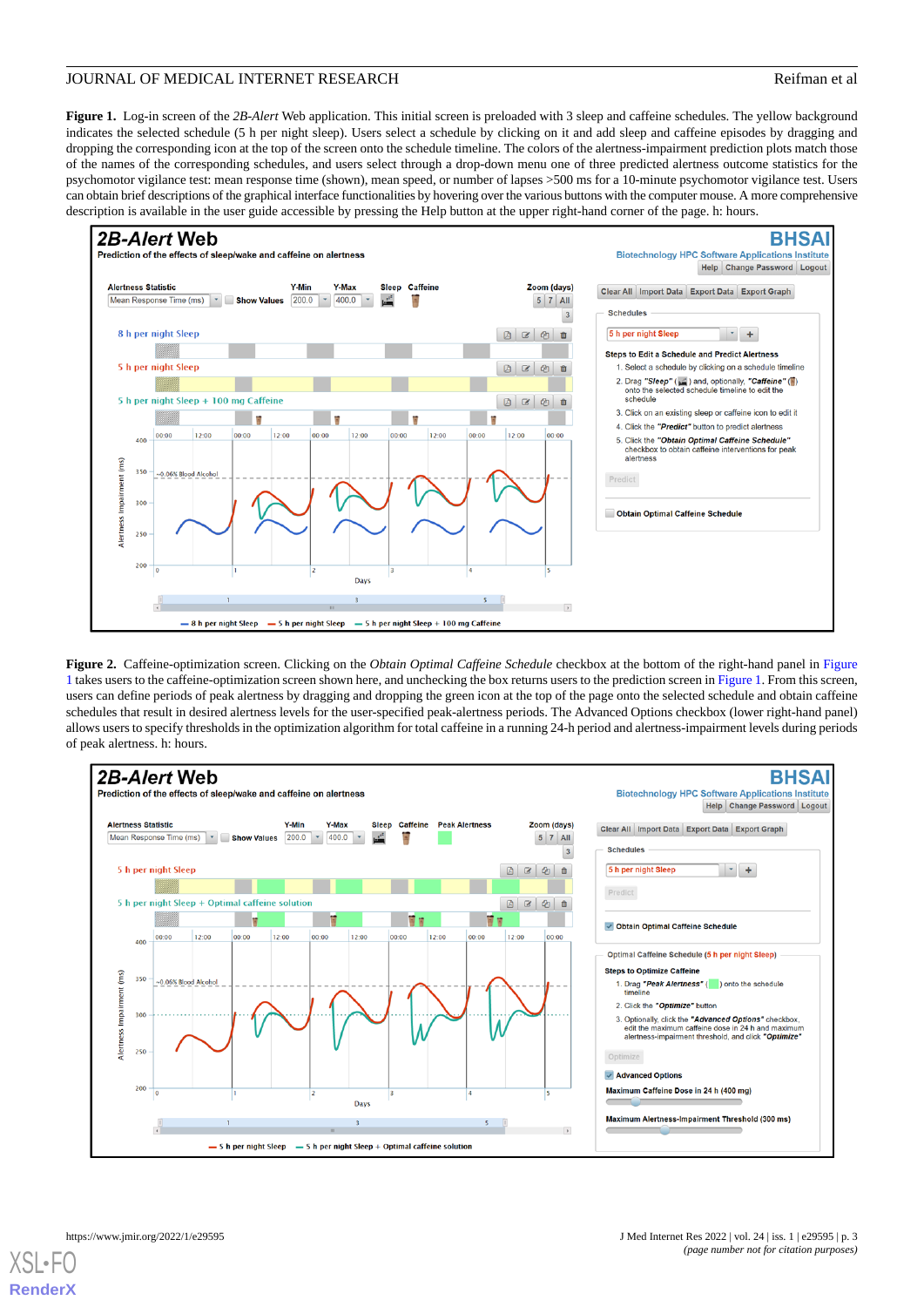**Figure 1.** Log-in screen of the *2B-Alert* Web application. This initial screen is preloaded with 3 sleep and caffeine schedules. The yellow background indicates the selected schedule (5 h per night sleep). Users select a schedule by clicking on it and add sleep and caffeine episodes by dragging and dropping the corresponding icon at the top of the screen onto the schedule timeline. The colors of the alertness-impairment prediction plots match those of the names of the corresponding schedules, and users select through a drop-down menu one of three predicted alertness outcome statistics for the psychomotor vigilance test: mean response time (shown), mean speed, or number of lapses >500 ms for a 10-minute psychomotor vigilance test. Users can obtain brief descriptions of the graphical interface functionalities by hovering over the various buttons with the computer mouse. A more comprehensive description is available in the user guide accessible by pressing the Help button at the upper right-hand corner of the page. h: hours.

**Figure 2.** Caffeine-optimization screen. Clicking on the *Obtain Optimal Caffeine Schedule* checkbox at the bottom of the right-hand panel in Figure 1 takes users to the caffeine-optimization screen shown here, and unchecking the box returns users to the prediction screen in Figure 1. From this screen, users can define periods of peak alertness by dragging and dropping the green icon at the top of the page onto the selected schedule and obtain caffeine schedules that result in desired alertness levels for the user-specified peak-alertness periods. The Advanced Options checkbox (lower right-hand panel) allows users to specify thresholds in the optimization algorithm for total caffeine in a running 24-h period and alertness-impairment levels during periods of peak alertness. h: hours.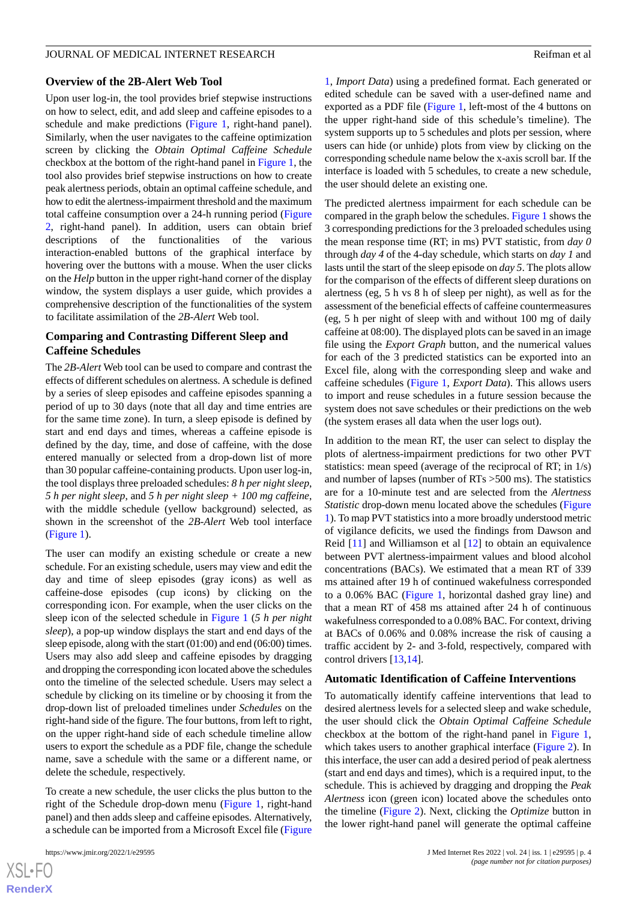## Overview of the 2B-Alert Web Tool

Upon user log-in, the tool provides brief stepwise instructions on how to select, edit, and add sleep and caffeine episodes to a schedule and make predictions (Figure 1, right-hand panel). Similarly, when the user navigates to the caffeine optimization screen by clicking the *Obtain Optimal Caffeine Schedule* checkbox at the bottom of the right-hand panel in Figure 1, the tool also provides brief stepwise instructions on how to create peak alertness periods, obtain an optimal caffeine schedule, and how to edit the alertness-impairment threshold and the maximum total caffeine consumption over a 24-h running period (Figure 2, right-hand panel). In addition, users can obtain brief descriptions of the functionalities of the various interaction-enabled buttons of the graphical interface by hovering over the buttons with a mouse. When the user clicks on the *Help* button in the upper right-hand corner of the display window, the system displays a user guide, which provides a comprehensive description of the functionalities of the system to facilitate assimilation of the *2B-Alert* Web tool.

## Comparing and Contrasting Different Sleep and Caffeine Schedules

The *2B-Alert* Web tool can be used to compare and contrast the effects of different schedules on alertness. A schedule is defined by a series of sleep episodes and caffeine episodes spanning a period of up to 30 days (note that all day and time entries are for the same time zone). In turn, a sleep episode is defined by start and end days and times, whereas a caffeine episode is defined by the day, time, and dose of caffeine, with the dose entered manually or selected from a drop-down list of more than 30 popular caffeine-containing products. Upon user log-in, the tool displays three preloaded schedules: *8 h per night sleep*, *5 h per night sleep*, and *5 h per night sleep + 100 mg caffeine*, with the middle schedule (yellow background) selected, as shown in the screenshot of the *2B-Alert* Web tool interface (Figure 1).

The user can modify an existing schedule or create a new schedule. For an existing schedule, users may view and edit the day and time of sleep episodes (gray icons) as well as caffeine-dose episodes (cup icons) by clicking on the corresponding icon. For example, when the user clicks on the sleep icon of the selected schedule in Figure 1 (*5 h per night sleep*), a pop-up window displays the start and end days of the sleep episode, along with the start (01:00) and end (06:00) times. Users may also add sleep and caffeine episodes by dragging and dropping the corresponding icon located above the schedules onto the timeline of the selected schedule. Users may select a schedule by clicking on its timeline or by choosing it from the drop-down list of preloaded timelines under *Schedules* on the right-hand side of the figure. The four buttons, from left to right, on the upper right-hand side of each schedule timeline allow users to export the schedule as a PDF file, change the schedule name, save a schedule with the same or a different name, or delete the schedule, respectively.

To create a new schedule, the user clicks the plus button to the right of the Schedule drop-down menu (Figure 1, right-hand panel) and then adds sleep and caffeine episodes. Alternatively, a schedule can be imported from a Microsoft Excel file (Figure 1, *Import Data*) using a predefined format. Each generated or edited schedule can be saved with a user-defined name and exported as a PDF file (Figure 1, left-most of the 4 buttons on the upper right-hand side of this schedule's timeline). The system supports up to 5 schedules and plots per session, where users can hide (or unhide) plots from view by clicking on the corresponding schedule name below the x-axis scroll bar. If the interface is loaded with 5 schedules, to create a new schedule, the user should delete an existing one.

The predicted alertness impairment for each schedule can be compared in the graph below the schedules. Figure 1 shows the 3 corresponding predictions for the 3 preloaded schedules using the mean response time (RT; in ms) PVT statistic, from *day 0* through *day 4* of the 4-day schedule, which starts on *day 1* and lasts until the start of the sleep episode on *day 5*. The plots allow for the comparison of the effects of different sleep durations on alertness (eg, 5 h vs 8 h of sleep per night), as well as for the assessment of the beneficial effects of caffeine countermeasures (eg, 5 h per night of sleep with and without 100 mg of daily caffeine at 08:00). The displayed plots can be saved in an image file using the *Export Graph* button, and the numerical values for each of the 3 predicted statistics can be exported into an Excel file, along with the corresponding sleep and wake and caffeine schedules (Figure 1, *Export Data*). This allows users to import and reuse schedules in a future session because the system does not save schedules or their predictions on the web (the system erases all data when the user logs out).

In addition to the mean RT, the user can select to display the plots of alertness-impairment predictions for two other PVT statistics: mean speed (average of the reciprocal of RT; in 1/s) and number of lapses (number of RTs >500 ms). The statistics are for a 10-minute test and are selected from the *Alertness Statistic* drop-down menu located above the schedules (Figure 1). To map PVT statistics into a more broadly understood metric of vigilance deficits, we used the findings from Dawson and Reid [11] and Williamson et al [12] to obtain an equivalence between PVT alertness-impairment values and blood alcohol concentrations (BACs). We estimated that a mean RT of 339 ms attained after 19 h of continued wakefulness corresponded to a 0.06% BAC (Figure 1, horizontal dashed gray line) and that a mean RT of 458 ms attained after 24 h of continuous wakefulness corresponded to a 0.08% BAC. For context, driving at BACs of 0.06% and 0.08% increase the risk of causing a traffic accident by 2- and 3-fold, respectively, compared with control drivers [13,14].

## Automatic Identification of Caffeine Interventions

To automatically identify caffeine interventions that lead to desired alertness levels for a selected sleep and wake schedule, the user should click the *Obtain Optimal Caffeine Schedule* checkbox at the bottom of the right-hand panel in Figure 1, which takes users to another graphical interface (Figure 2). In this interface, the user can add a desired period of peak alertness (start and end days and times), which is a required input, to the schedule. This is achieved by dragging and dropping the *Peak Alertness* icon (green icon) located above the schedules onto the timeline (Figure 2). Next, clicking the *Optimize* button in the lower right-hand panel will generate the optimal caffeine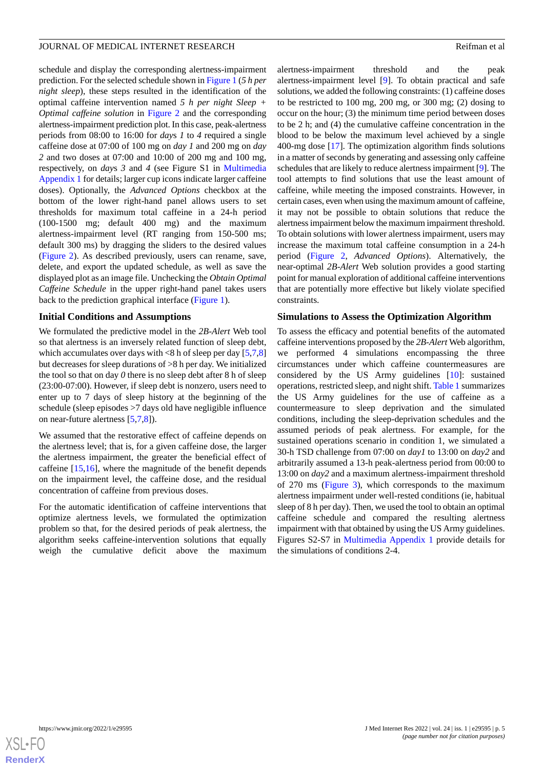schedule and display the corresponding alertness-impairment prediction. For the selected schedule shown in Figure 1 (*5 h per night sleep*), these steps resulted in the identification of the optimal caffeine intervention named *5 h per night Sleep + Optimal caffeine solution* in Figure 2 and the corresponding alertness-impairment prediction plot. In this case, peak-alertness periods from 08:00 to 16:00 for *days 1* to *4* required a single caffeine dose at 07:00 of 100 mg on *day 1* and 200 mg on *day 2* and two doses at 07:00 and 10:00 of 200 mg and 100 mg, respectively, on *days 3* and *4* (see Figure S1 in Multimedia Appendix 1 for details; larger cup icons indicate larger caffeine doses). Optionally, the *Advanced Options* checkbox at the bottom of the lower right-hand panel allows users to set thresholds for maximum total caffeine in a 24-h period (100-1500 mg; default 400 mg) and the maximum alertness-impairment level (RT ranging from 150-500 ms; default 300 ms) by dragging the sliders to the desired values (Figure 2). As described previously, users can rename, save, delete, and export the updated schedule, as well as save the displayed plot as an image file. Unchecking the *Obtain Optimal Caffeine Schedule* in the upper right-hand panel takes users back to the prediction graphical interface (Figure 1).

### Initial Conditions and Assumptions

We formulated the predictive model in the *2B-Alert* Web tool so that alertness is an inversely related function of sleep debt, which accumulates over days with <8 h of sleep per day [5,7,8] but decreases for sleep durations of >8 h per day. We initialized the tool so that on day *0* there is no sleep debt after 8 h of sleep (23:00-07:00). However, if sleep debt is nonzero, users need to enter up to 7 days of sleep history at the beginning of the schedule (sleep episodes >7 days old have negligible influence on near-future alertness [5,7,8]).

We assumed that the restorative effect of caffeine depends on the alertness level; that is, for a given caffeine dose, the larger the alertness impairment, the greater the beneficial effect of caffeine [15,16], where the magnitude of the benefit depends on the impairment level, the caffeine dose, and the residual concentration of caffeine from previous doses.

For the automatic identification of caffeine interventions that optimize alertness levels, we formulated the optimization problem so that, for the desired periods of peak alertness, the algorithm seeks caffeine-intervention solutions that equally weigh the cumulative deficit above the maximum alertness-impairment threshold and the peak alertness-impairment level [9]. To obtain practical and safe solutions, we added the following constraints: (1) caffeine doses to be restricted to 100 mg, 200 mg, or 300 mg; (2) dosing to occur on the hour; (3) the minimum time period between doses to be 2 h; and (4) the cumulative caffeine concentration in the blood to be below the maximum level achieved by a single 400-mg dose [17]. The optimization algorithm finds solutions in a matter of seconds by generating and assessing only caffeine schedules that are likely to reduce alertness impairment [9]. The tool attempts to find solutions that use the least amount of caffeine, while meeting the imposed constraints. However, in certain cases, even when using the maximum amount of caffeine, it may not be possible to obtain solutions that reduce the alertness impairment below the maximum impairment threshold. To obtain solutions with lower alertness impairment, users may increase the maximum total caffeine consumption in a 24-h period (Figure 2, *Advanced Options*). Alternatively, the near-optimal *2B-Alert* Web solution provides a good starting point for manual exploration of additional caffeine interventions that are potentially more effective but likely violate specified constraints.

### Simulations to Assess the Optimization Algorithm

To assess the efficacy and potential benefits of the automated caffeine interventions proposed by the *2B-Alert* Web algorithm, we performed 4 simulations encompassing the three circumstances under which caffeine countermeasures are considered by the US Army guidelines [10]: sustained operations, restricted sleep, and night shift. Table 1 summarizes the US Army guidelines for the use of caffeine as a countermeasure to sleep deprivation and the simulated conditions, including the sleep-deprivation schedules and the assumed periods of peak alertness. For example, for the sustained operations scenario in condition 1, we simulated a 30-h TSD challenge from 07:00 on *day1* to 13:00 on *day2* and arbitrarily assumed a 13-h peak-alertness period from 00:00 to 13:00 on *day2* and a maximum alertness-impairment threshold of 270 ms (Figure 3), which corresponds to the maximum alertness impairment under well-rested conditions (ie, habitual sleep of 8 h per day). Then, we used the tool to obtain an optimal caffeine schedule and compared the resulting alertness impairment with that obtained by using the US Army guidelines. Figures S2-S7 in Multimedia Appendix 1 provide details for the simulations of conditions 2-4.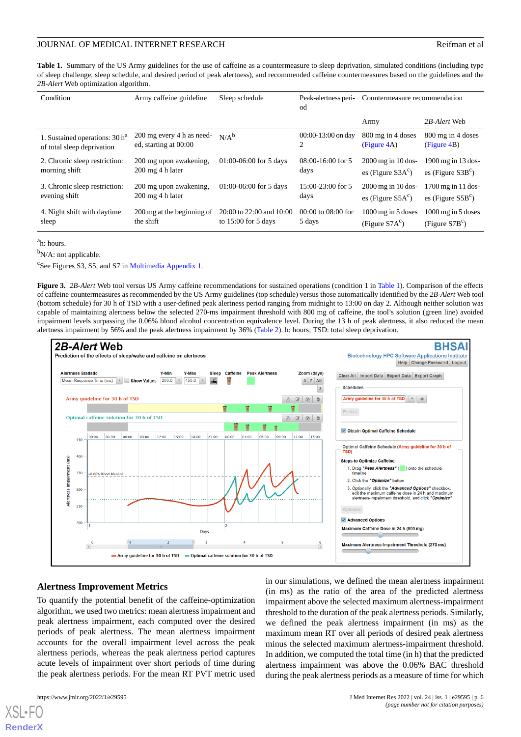**Table 1.** Summary of the US Army guidelines for the use of caffeine as a countermeasure to sleep deprivation, simulated conditions (including type of sleep challenge, sleep schedule, and desired period of peak alertness), and recommended caffeine countermeasures based on the guidelines and the *2B-Alert* Web optimization algorithm.

| Condition | Army caffeine guideline | Sleep schedule | Peak-alertness period | Countermeasure recommendation | |
|---|---|---|---|---|---|
| | | | | Army | *2B-Alert* Web |
| 1. Sustained operations: 30 h[a] of total sleep deprivation | 200 mg every 4 h as needed, starting at 00:00 | N/A[b] | 00:00-13:00 on day 2 | 800 mg in 4 doses (Figure 4A) | 800 mg in 4 doses (Figure 4B) |
| 2. Chronic sleep restriction: morning shift | 200 mg upon awakening, 200 mg 4 h later | 01:00-06:00 for 5 days | 08:00-16:00 for 5 days | 2000 mg in 10 doses (Figure S3A[c]) | 1900 mg in 13 doses (Figure S3B[c]) |
| 3. Chronic sleep restriction: evening shift | 200 mg upon awakening, 200 mg 4 h later | 01:00-06:00 for 5 days | 15:00-23:00 for 5 days | 2000 mg in 10 doses (Figure S5A[c]) | 1700 mg in 11 doses (Figure S5B[c]) |
| 4. Night shift with daytime sleep | 200 mg at the beginning of the shift | 20:00 to 22:00 and 10:00 to 15:00 for 5 days | 00:00 to 08:00 for 5 days | 1000 mg in 5 doses (Figure S7A[c]) | 1000 mg in 5 doses (Figure S7B[c]) |

[a]h: hours.

[b]N/A: not applicable.

[c]See Figures S3, S5, and S7 in Multimedia Appendix 1.

**Figure 3.** *2B-Alert* Web tool versus US Army caffeine recommendations for sustained operations (condition 1 in Table 1). Comparison of the effects of caffeine countermeasures as recommended by the US Army guidelines (top schedule) versus those automatically identified by the *2B-Alert* Web tool (bottom schedule) for 30 h of TSD with a user-defined peak alertness period ranging from midnight to 13:00 on day 2. Although neither solution was capable of maintaining alertness below the selected 270-ms impairment threshold with 800 mg of caffeine, the tool's solution (green line) avoided impairment levels surpassing the 0.06% blood alcohol concentration equivalence level. During the 13 h of peak alertness, it also reduced the mean alertness impairment by 56% and the peak alertness impairment by 36% (Table 2). h: hours; TSD: total sleep deprivation.

## Alertness Improvement Metrics

To quantify the potential benefit of the caffeine-optimization algorithm, we used two metrics: mean alertness impairment and peak alertness impairment, each computed over the desired periods of peak alertness. The mean alertness impairment accounts for the overall impairment level across the peak alertness periods, whereas the peak alertness period captures acute levels of impairment over short periods of time during the peak alertness periods. For the mean RT PVT metric used in our simulations, we defined the mean alertness impairment (in ms) as the ratio of the area of the predicted alertness impairment above the selected maximum alertness-impairment threshold to the duration of the peak alertness periods. Similarly, we defined the peak alertness impairment (in ms) as the maximum mean RT over all periods of desired peak alertness minus the selected maximum alertness-impairment threshold. In addition, we computed the total time (in h) that the predicted alertness impairment was above the 0.06% BAC threshold during the peak alertness periods as a measure of time for which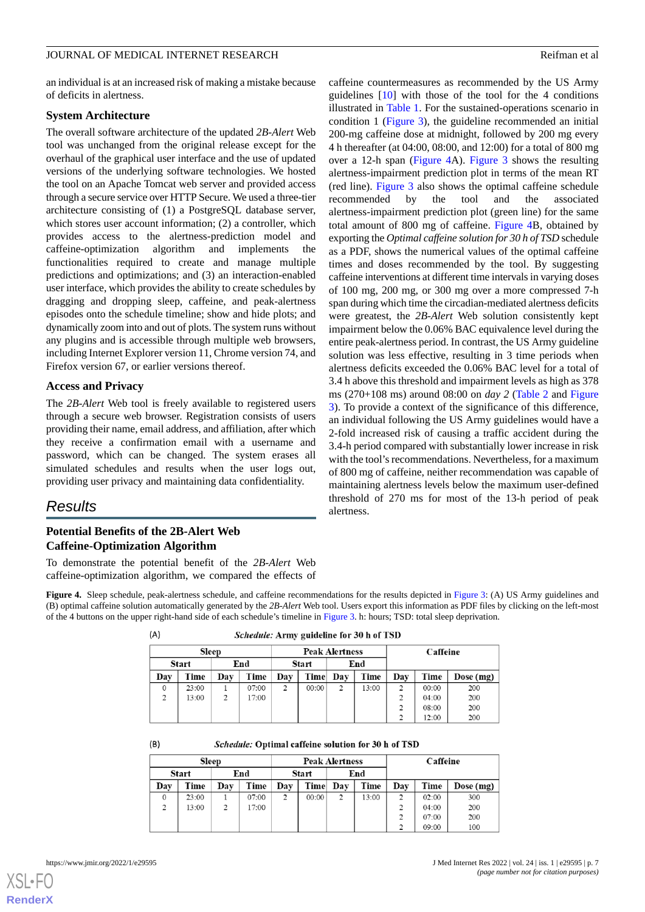an individual is at an increased risk of making a mistake because of deficits in alertness.

### System Architecture

The overall software architecture of the updated *2B-Alert* Web tool was unchanged from the original release except for the overhaul of the graphical user interface and the use of updated versions of the underlying software technologies. We hosted the tool on an Apache Tomcat web server and provided access through a secure service over HTTP Secure. We used a three-tier architecture consisting of (1) a PostgreSQL database server, which stores user account information; (2) a controller, which provides access to the alertness-prediction model and caffeine-optimization algorithm and implements the functionalities required to create and manage multiple predictions and optimizations; and (3) an interaction-enabled user interface, which provides the ability to create schedules by dragging and dropping sleep, caffeine, and peak-alertness episodes onto the schedule timeline; show and hide plots; and dynamically zoom into and out of plots. The system runs without any plugins and is accessible through multiple web browsers, including Internet Explorer version 11, Chrome version 74, and Firefox version 67, or earlier versions thereof.

### Access and Privacy

The *2B-Alert* Web tool is freely available to registered users through a secure web browser. Registration consists of users providing their name, email address, and affiliation, after which they receive a confirmation email with a username and password, which can be changed. The system erases all simulated schedules and results when the user logs out, providing user privacy and maintaining data confidentiality.

## Results

### Potential Benefits of the 2B-Alert Web Caffeine-Optimization Algorithm

To demonstrate the potential benefit of the *2B-Alert* Web caffeine-optimization algorithm, we compared the effects of caffeine countermeasures as recommended by the US Army guidelines [10] with those of the tool for the 4 conditions illustrated in Table 1. For the sustained-operations scenario in condition 1 (Figure 3), the guideline recommended an initial 200-mg caffeine dose at midnight, followed by 200 mg every 4 h thereafter (at 04:00, 08:00, and 12:00) for a total of 800 mg over a 12-h span (Figure 4A). Figure 3 shows the resulting alertness-impairment prediction plot in terms of the mean RT (red line). Figure 3 also shows the optimal caffeine schedule recommended by the tool and the associated alertness-impairment prediction plot (green line) for the same total amount of 800 mg of caffeine. Figure 4B, obtained by exporting the *Optimal caffeine solution for 30 h of TSD* schedule as a PDF, shows the numerical values of the optimal caffeine times and doses recommended by the tool. By suggesting caffeine interventions at different time intervals in varying doses of 100 mg, 200 mg, or 300 mg over a more compressed 7-h span during which time the circadian-mediated alertness deficits were greatest, the *2B-Alert* Web solution consistently kept impairment below the 0.06% BAC equivalence level during the entire peak-alertness period. In contrast, the US Army guideline solution was less effective, resulting in 3 time periods when alertness deficits exceeded the 0.06% BAC level for a total of 3.4 h above this threshold and impairment levels as high as 378 ms (270+108 ms) around 08:00 on *day 2* (Table 2 and Figure 3). To provide a context of the significance of this difference, an individual following the US Army guidelines would have a 2-fold increased risk of causing a traffic accident during the 3.4-h period compared with substantially lower increase in risk with the tool's recommendations. Nevertheless, for a maximum of 800 mg of caffeine, neither recommendation was capable of maintaining alertness levels below the maximum user-defined threshold of 270 ms for most of the 13-h period of peak alertness.

**Figure 4.** Sleep schedule, peak-alertness schedule, and caffeine recommendations for the results depicted in Figure 3: (A) US Army guidelines and (B) optimal caffeine solution automatically generated by the *2B-Alert* Web tool. Users export this information as PDF files by clicking on the left-most of the 4 buttons on the upper right-hand side of each schedule's timeline in Figure 3. h: hours; TSD: total sleep deprivation.

(A) *Schedule:* Army guideline for 30 h of TSD

| Sleep | | | | Peak Alertness | | | | Caffeine | | |
|---|---|---|---|---|---|---|---|---|---|---|
| Start | | End | | Start | | End | | | | |
| Day | Time | Day | Time | Day | Time | Day | Time | Day | Time | Dose (mg) |
| 0 | 23:00 | 1 | 07:00 | 2 | 00:00 | 2 | 13:00 | 2 | 00:00 | 200 |
| 2 | 13:00 | 2 | 17:00 | | | | | 2 | 04:00 | 200 |
| | | | | | | | | 2 | 08:00 | 200 |
| | | | | | | | | 2 | 12:00 | 200 |

(B) *Schedule:* Optimal caffeine solution for 30 h of TSD

| Sleep | | | | Peak Alertness | | | | Caffeine | | |
|---|---|---|---|---|---|---|---|---|---|---|
| Start | | End | | Start | | End | | | | |
| Day | Time | Day | Time | Day | Time | Day | Time | Day | Time | Dose (mg) |
| 0 | 23:00 | 1 | 07:00 | 2 | 00:00 | 2 | 13:00 | 2 | 02:00 | 300 |
| 2 | 13:00 | 2 | 17:00 | | | | | 2 | 04:00 | 200 |
| | | | | | | | | 2 | 07:00 | 200 |
| | | | | | | | | 2 | 09:00 | 100 |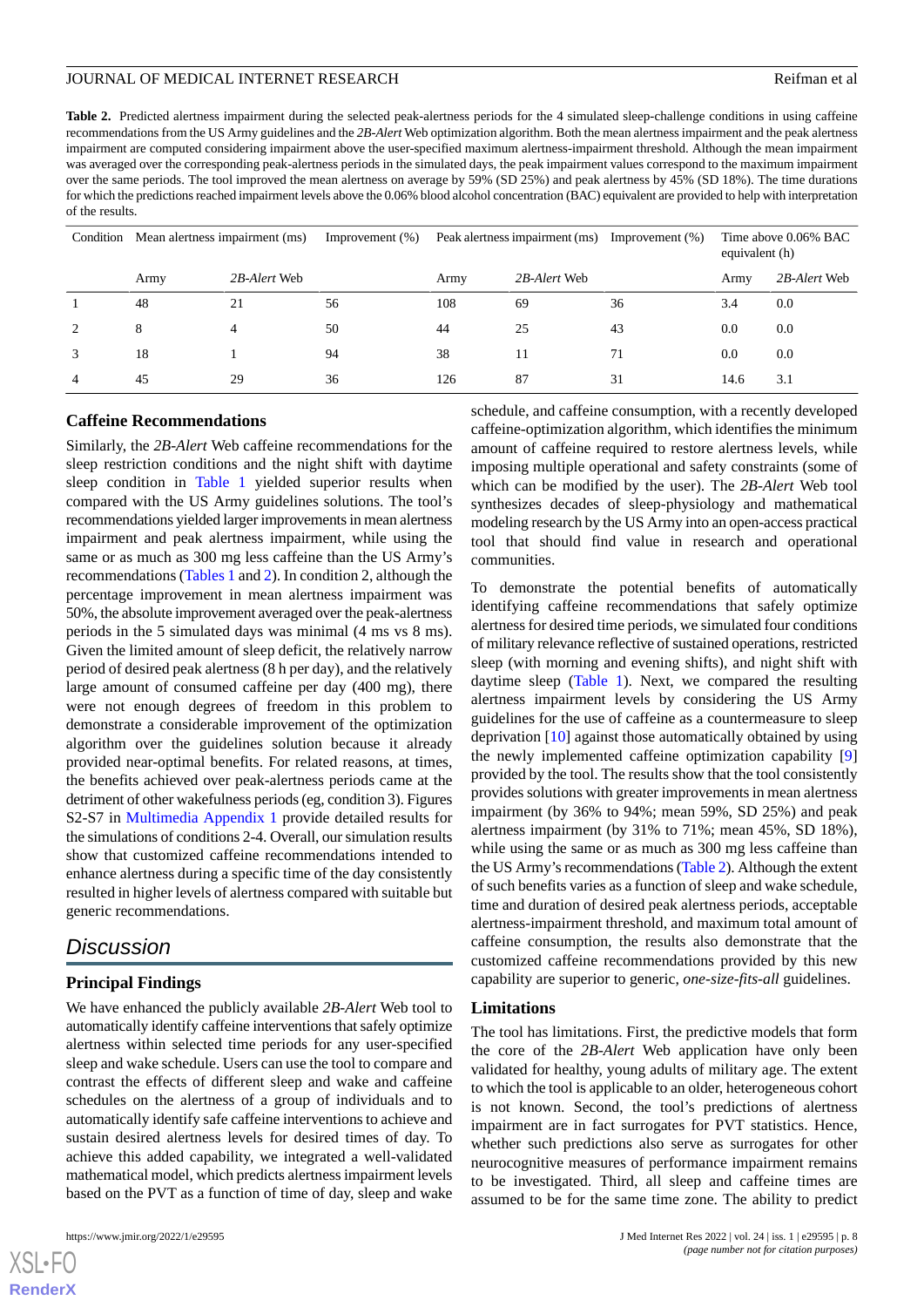**Table 2.** Predicted alertness impairment during the selected peak-alertness periods for the 4 simulated sleep-challenge conditions in using caffeine recommendations from the US Army guidelines and the *2B-Alert* Web optimization algorithm. Both the mean alertness impairment and the peak alertness impairment are computed considering impairment above the user-specified maximum alertness-impairment threshold. Although the mean impairment was averaged over the corresponding peak-alertness periods in the simulated days, the peak impairment values correspond to the maximum impairment over the same periods. The tool improved the mean alertness on average by 59% (SD 25%) and peak alertness by 45% (SD 18%). The time durations for which the predictions reached impairment levels above the 0.06% blood alcohol concentration (BAC) equivalent are provided to help with interpretation of the results.

| Condition | Mean alertness impairment (ms) | | Improvement (%) | Peak alertness impairment (ms) | | Improvement (%) | Time above 0.06% BAC equivalent (h) | |
|---|---|---|---|---|---|---|---|---|
| | Army | *2B-Alert* Web | | Army | *2B-Alert* Web | | Army | *2B-Alert* Web |
| 1 | 48 | 21 | 56 | 108 | 69 | 36 | 3.4 | 0.0 |
| 2 | 8 | 4 | 50 | 44 | 25 | 43 | 0.0 | 0.0 |
| 3 | 18 | 1 | 94 | 38 | 11 | 71 | 0.0 | 0.0 |
| 4 | 45 | 29 | 36 | 126 | 87 | 31 | 14.6 | 3.1 |

### Caffeine Recommendations

Similarly, the *2B-Alert* Web caffeine recommendations for the sleep restriction conditions and the night shift with daytime sleep condition in Table 1 yielded superior results when compared with the US Army guidelines solutions. The tool's recommendations yielded larger improvements in mean alertness impairment and peak alertness impairment, while using the same or as much as 300 mg less caffeine than the US Army's recommendations (Tables 1 and 2). In condition 2, although the percentage improvement in mean alertness impairment was 50%, the absolute improvement averaged over the peak-alertness periods in the 5 simulated days was minimal (4 ms vs 8 ms). Given the limited amount of sleep deficit, the relatively narrow period of desired peak alertness (8 h per day), and the relatively large amount of consumed caffeine per day (400 mg), there were not enough degrees of freedom in this problem to demonstrate a considerable improvement of the optimization algorithm over the guidelines solution because it already provided near-optimal benefits. For related reasons, at times, the benefits achieved over peak-alertness periods came at the detriment of other wakefulness periods (eg, condition 3). Figures S2-S7 in Multimedia Appendix 1 provide detailed results for the simulations of conditions 2-4. Overall, our simulation results show that customized caffeine recommendations intended to enhance alertness during a specific time of the day consistently resulted in higher levels of alertness compared with suitable but generic recommendations.

## Discussion

### Principal Findings

We have enhanced the publicly available *2B-Alert* Web tool to automatically identify caffeine interventions that safely optimize alertness within selected time periods for any user-specified sleep and wake schedule. Users can use the tool to compare and contrast the effects of different sleep and wake and caffeine schedules on the alertness of individuals and of a group of individuals and to automatically identify safe caffeine interventions to achieve and sustain desired alertness levels for desired times of day. To achieve this added capability, we integrated a well-validated mathematical model, which predicts alertness impairment levels based on the PVT as a function of time of day, sleep and wake schedule, and caffeine consumption, with a recently developed caffeine-optimization algorithm, which identifies the minimum amount of caffeine required to restore alertness levels, while imposing multiple operational and safety constraints (some of which can be modified by the user). The *2B-Alert* Web tool synthesizes decades of sleep-physiology and mathematical modeling research by the US Army into an open-access practical tool that should find value in research and operational communities.

To demonstrate the potential benefits of automatically identifying caffeine recommendations that safely optimize alertness for desired time periods, we simulated four conditions of military relevance reflective of sustained operations, restricted sleep (with morning and evening shifts), and night shift with daytime sleep (Table 1). Next, we compared the resulting alertness impairment levels by considering the US Army guidelines for the use of caffeine as a countermeasure to sleep deprivation [10] against those automatically obtained by using the newly implemented caffeine optimization capability [9] provided by the tool. The results show that the tool consistently provides solutions with greater improvements in mean alertness impairment (by 36% to 94%; mean 59%, SD 25%) and peak alertness impairment (by 31% to 71%; mean 45%, SD 18%), while using the same or as much as 300 mg less caffeine than the US Army's recommendations (Table 2). Although the extent of such benefits varies as a function of sleep and wake schedule, time and duration of desired peak alertness periods, acceptable alertness-impairment threshold, and maximum total amount of caffeine consumption, the results also demonstrate that the customized caffeine recommendations provided by this new capability are superior to generic, *one-size-fits-all* guidelines.

### Limitations

The tool has limitations. First, the predictive models that form the core of the *2B-Alert* Web application have only been validated for healthy, young adults of military age. The extent to which the tool is applicable to an older, heterogeneous cohort is not known. Second, the tool's predictions of alertness impairment are in fact surrogates for PVT statistics. Hence, whether such predictions also serve as surrogates for other neurocognitive measures of performance impairment remains to be investigated. Third, all sleep and caffeine times are assumed to be for the same time zone. The ability to predict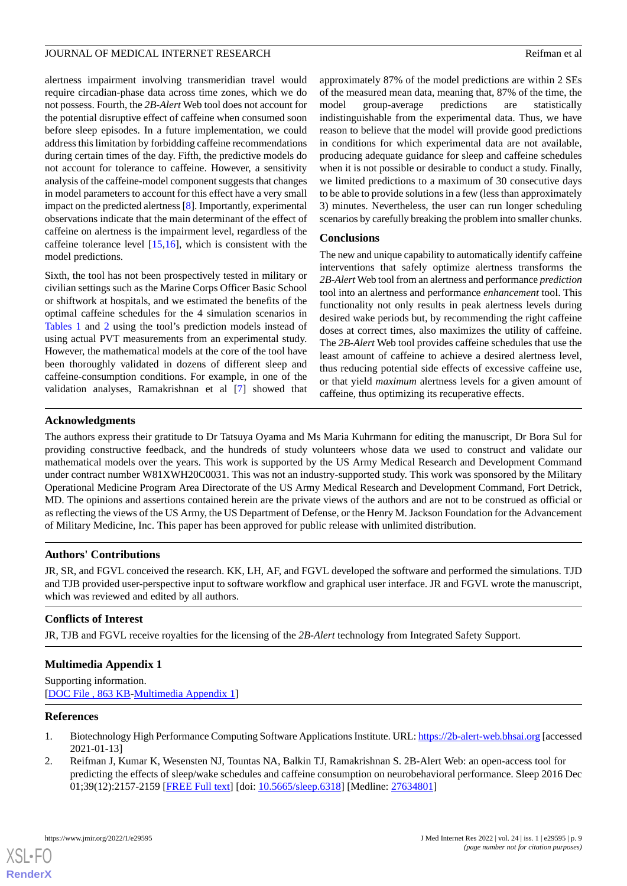alertness impairment involving transmeridian travel would require circadian-phase data across time zones, which we do not possess. Fourth, the *2B-Alert* Web tool does not account for the potential disruptive effect of caffeine when consumed soon before sleep episodes. In a future implementation, we could address this limitation by forbidding caffeine recommendations during certain times of the day. Fifth, the predictive models do not account for tolerance to caffeine. However, a sensitivity analysis of the caffeine-model component suggests that changes in model parameters to account for this effect have a very small impact on the predicted alertness [8]. Importantly, experimental observations indicate that the main determinant of the effect of caffeine on alertness is the impairment level, regardless of the caffeine tolerance level [15,16], which is consistent with the model predictions.

Sixth, the tool has not been prospectively tested in military or civilian settings such as the Marine Corps Officer Basic School or shiftwork at hospitals, and we estimated the benefits of the optimal caffeine schedules for the 4 simulation scenarios in Tables 1 and 2 using the tool's prediction models instead of using actual PVT measurements from an experimental study. However, the mathematical models at the core of the tool have been thoroughly validated in dozens of different sleep and caffeine-consumption conditions. For example, in one of the validation analyses, Ramakrishnan et al [7] showed that approximately 87% of the model predictions are within 2 SEs of the measured mean data, meaning that, 87% of the time, the model group-average predictions are statistically indistinguishable from the experimental data. Thus, we have reason to believe that the model will provide good predictions in conditions for which experimental data are not available, producing adequate guidance for sleep and caffeine schedules when it is not possible or desirable to conduct a study. Finally, we limited predictions to a maximum of 30 consecutive days to be able to provide solutions in a few (less than approximately 3) minutes. Nevertheless, the user can run longer scheduling scenarios by carefully breaking the problem into smaller chunks.

### Conclusions

The new and unique capability to automatically identify caffeine interventions that safely optimize alertness transforms the *2B-Alert* Web tool from an alertness and performance *prediction* tool into an alertness and performance *enhancement* tool. This functionality not only results in peak alertness levels during desired wake periods but, by recommending the right caffeine doses at correct times, also maximizes the utility of caffeine. The *2B-Alert* Web tool provides caffeine schedules that use the least amount of caffeine to achieve a desired alertness level, thus reducing potential side effects of excessive caffeine use, or that yield *maximum* alertness levels for a given amount of caffeine, thus optimizing its recuperative effects.

## Acknowledgments

The authors express their gratitude to Dr Tatsuya Oyama and Ms Maria Kuhrmann for editing the manuscript, Dr Bora Sul for providing constructive feedback, and the hundreds of study volunteers whose data we used to construct and validate our mathematical models over the years. This work is supported by the US Army Medical Research and Development Command under contract number W81XWH20C0031. This was not an industry-supported study. This work was sponsored by the Military Operational Medicine Program Area Directorate of the US Army Medical Research and Development Command, Fort Detrick, MD. The opinions and assertions contained herein are the private views of the authors and are not to be construed as official or as reflecting the views of the US Army, the US Department of Defense, or the Henry M. Jackson Foundation for the Advancement of Military Medicine, Inc. This paper has been approved for public release with unlimited distribution.

## Authors' Contributions

JR, SR, and FGVL conceived the research. KK, LH, AF, and FGVL developed the software and performed the simulations. TJD and TJB provided user-perspective input to software workflow and graphical user interface. JR and FGVL wrote the manuscript, which was reviewed and edited by all authors.

## Conflicts of Interest

JR, TJB and FGVL receive royalties for the licensing of the *2B-Alert* technology from Integrated Safety Support.

## Multimedia Appendix 1

Supporting information.
[DOC File , 863 KB-Multimedia Appendix 1]

## References

1. Biotechnology High Performance Computing Software Applications Institute. URL: https://2b-alert-web.bhsai.org [accessed 2021-01-13]
2. Reifman J, Kumar K, Wesensten NJ, Tountas NA, Balkin TJ, Ramakrishnan S. 2B-Alert Web: an open-access tool for predicting the effects of sleep/wake schedules and caffeine consumption on neurobehavioral performance. Sleep 2016 Dec 01;39(12):2157-2159 [FREE Full text] [doi: 10.5665/sleep.6318] [Medline: 27634801]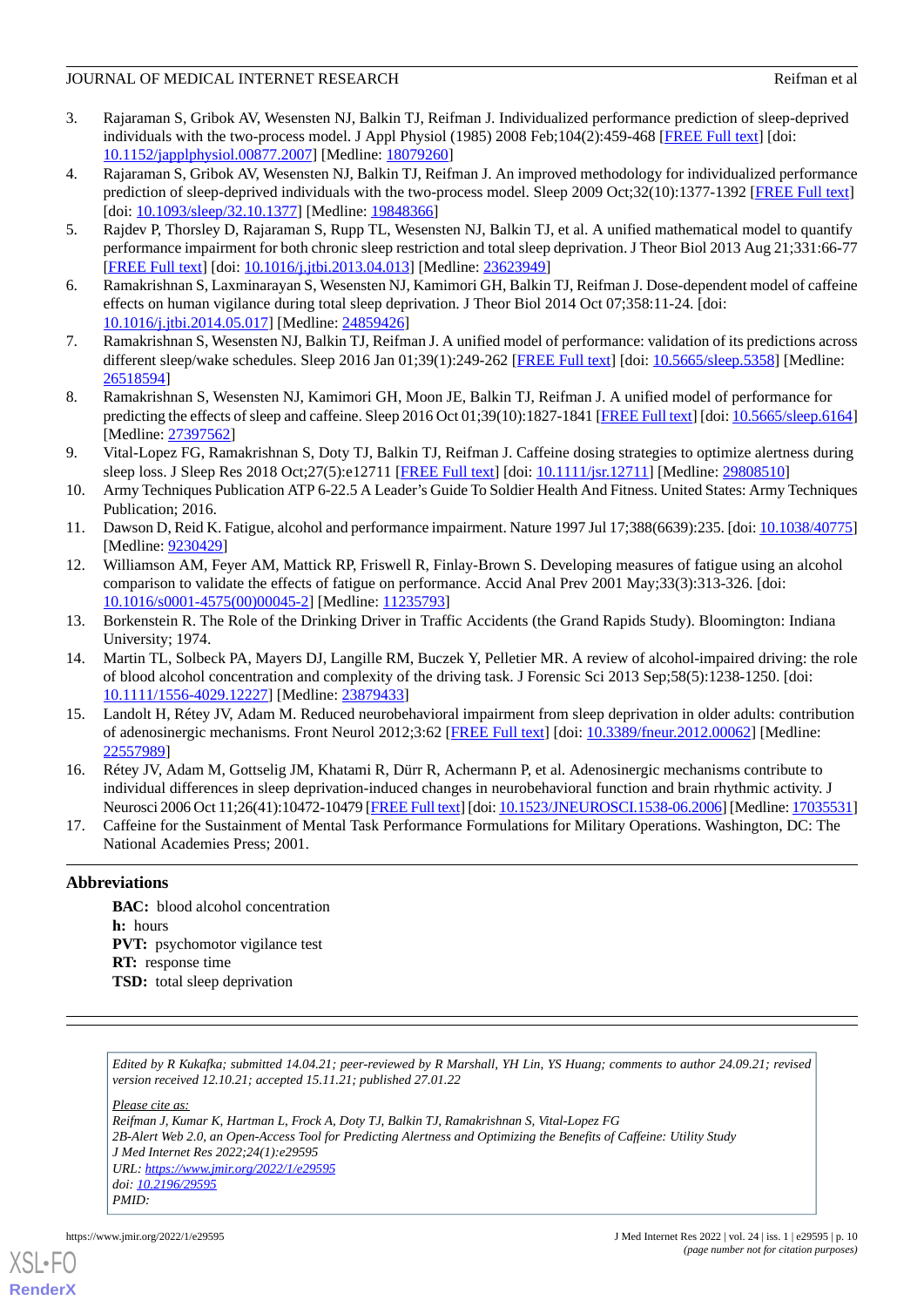3. Rajaraman S, Gribok AV, Wesensten NJ, Balkin TJ, Reifman J. Individualized performance prediction of sleep-deprived individuals with the two-process model. J Appl Physiol (1985) 2008 Feb;104(2):459-468 [FREE Full text] [doi: 10.1152/japplphysiol.00877.2007] [Medline: 18079260]
4. Rajaraman S, Gribok AV, Wesensten NJ, Balkin TJ, Reifman J. An improved methodology for individualized performance prediction of sleep-deprived individuals with the two-process model. Sleep 2009 Oct;32(10):1377-1392 [FREE Full text] [doi: 10.1093/sleep/32.10.1377] [Medline: 19848366]
5. Rajdev P, Thorsley D, Rajaraman S, Rupp TL, Wesensten NJ, Balkin TJ, et al. A unified mathematical model to quantify performance impairment for both chronic sleep restriction and total sleep deprivation. J Theor Biol 2013 Aug 21;331:66-77 [FREE Full text] [doi: 10.1016/j.jtbi.2013.04.013] [Medline: 23623949]
6. Ramakrishnan S, Laxminarayan S, Wesensten NJ, Kamimori GH, Balkin TJ, Reifman J. Dose-dependent model of caffeine effects on human vigilance during total sleep deprivation. J Theor Biol 2014 Oct 07;358:11-24. [doi: 10.1016/j.jtbi.2014.05.017] [Medline: 24859426]
7. Ramakrishnan S, Wesensten NJ, Balkin TJ, Reifman J. A unified model of performance: validation of its predictions across different sleep/wake schedules. Sleep 2016 Jan 01;39(1):249-262 [FREE Full text] [doi: 10.5665/sleep.5358] [Medline: 26518594]
8. Ramakrishnan S, Wesensten NJ, Kamimori GH, Moon JE, Balkin TJ, Reifman J. A unified model of performance for predicting the effects of sleep and caffeine. Sleep 2016 Oct 01;39(10):1827-1841 [FREE Full text] [doi: 10.5665/sleep.6164] [Medline: 27397562]
9. Vital-Lopez FG, Ramakrishnan S, Doty TJ, Balkin TJ, Reifman J. Caffeine dosing strategies to optimize alertness during sleep loss. J Sleep Res 2018 Oct;27(5):e12711 [FREE Full text] [doi: 10.1111/jsr.12711] [Medline: 29808510]
10. Army Techniques Publication ATP 6-22.5 A Leader's Guide To Soldier Health And Fitness. United States: Army Techniques Publication; 2016.
11. Dawson D, Reid K. Fatigue, alcohol and performance impairment. Nature 1997 Jul 17;388(6639):235. [doi: 10.1038/40775] [Medline: 9230429]
12. Williamson AM, Feyer AM, Mattick RP, Friswell R, Finlay-Brown S. Developing measures of fatigue using an alcohol comparison to validate the effects of fatigue on performance. Accid Anal Prev 2001 May;33(3):313-326. [doi: 10.1016/s0001-4575(00)00045-2] [Medline: 11235793]
13. Borkenstein R. The Role of the Drinking Driver in Traffic Accidents (the Grand Rapids Study). Bloomington: Indiana University; 1974.
14. Martin TL, Solbeck PA, Mayers DJ, Langille RM, Buczek Y, Pelletier MR. A review of alcohol-impaired driving: the role of blood alcohol concentration and complexity of the driving task. J Forensic Sci 2013 Sep;58(5):1238-1250. [doi: 10.1111/1556-4029.12227] [Medline: 23879433]
15. Landolt H, Rétey JV, Adam M. Reduced neurobehavioral impairment from sleep deprivation in older adults: contribution of adenosinergic mechanisms. Front Neurol 2012;3:62 [FREE Full text] [doi: 10.3389/fneur.2012.00062] [Medline: 22557989]
16. Rétey JV, Adam M, Gottselig JM, Khatami R, Dürr R, Achermann P, et al. Adenosinergic mechanisms contribute to individual differences in sleep deprivation-induced changes in neurobehavioral function and brain rhythmic activity. J Neurosci 2006 Oct 11;26(41):10472-10479 [FREE Full text] [doi: 10.1523/JNEUROSCI.1538-06.2006] [Medline: 17035531]
17. Caffeine for the Sustainment of Mental Task Performance Formulations for Military Operations. Washington, DC: The National Academies Press; 2001.

## Abbreviations

**BAC:** blood alcohol concentration
**h:** hours
**PVT:** psychomotor vigilance test
**RT:** response time
**TSD:** total sleep deprivation

*Edited by R Kukafka; submitted 14.04.21; peer-reviewed by R Marshall, YH Lin, YS Huang; comments to author 24.09.21; revised version received 12.10.21; accepted 15.11.21; published 27.01.22*

*Please cite as:*
*Reifman J, Kumar K, Hartman L, Frock A, Doty TJ, Balkin TJ, Ramakrishnan S, Vital-Lopez FG*
*2B-Alert Web 2.0, an Open-Access Tool for Predicting Alertness and Optimizing the Benefits of Caffeine: Utility Study*
*J Med Internet Res 2022;24(1):e29595*
*URL: https://www.jmir.org/2022/1/e29595*
*doi: 10.2196/29595*
*PMID:*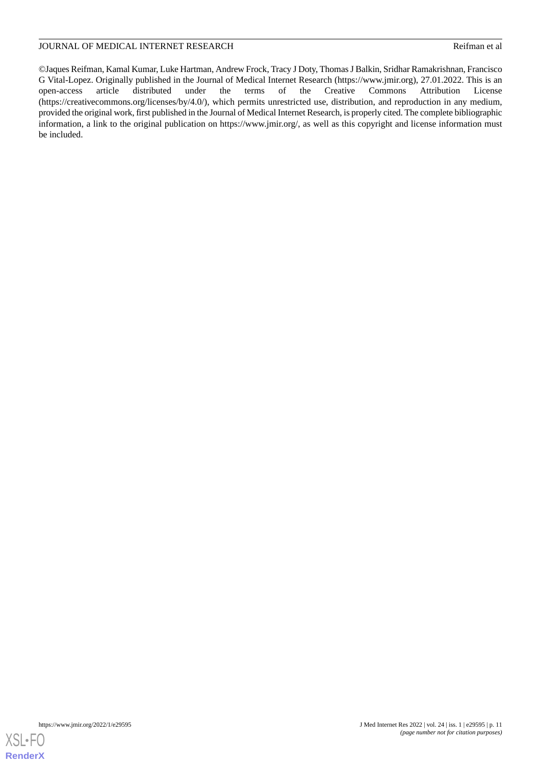©Jaques Reifman, Kamal Kumar, Luke Hartman, Andrew Frock, Tracy J Doty, Thomas J Balkin, Sridhar Ramakrishnan, Francisco G Vital-Lopez. Originally published in the Journal of Medical Internet Research (https://www.jmir.org), 27.01.2022. This is an open-access article distributed under the terms of the Creative Commons Attribution License (https://creativecommons.org/licenses/by/4.0/), which permits unrestricted use, distribution, and reproduction in any medium, provided the original work, first published in the Journal of Medical Internet Research, is properly cited. The complete bibliographic information, a link to the original publication on https://www.jmir.org/, as well as this copyright and license information must be included.